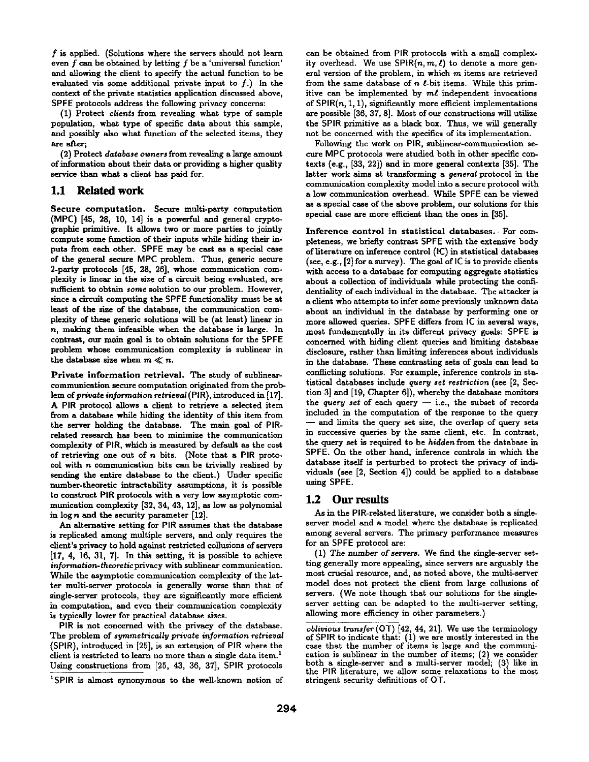$f$ is applied. (Solutions where the servers should not learn even $f$ can be obtained by letting $f$ be a 'universal function' and allowing the client to specify the actual function to be evaluated via some additional private input to $f$.) In the context of the private statistics application discussed above, SPFE protocols address the following privacy concerns:

(1) Protect *clients* from revealing what type of sample population, what type of specific data about this sample, and possibly also what function of the selected items, they are after;

(2) Protect *database owners* from revealing a large amount of information about their data or providing a higher quality service than what a client has paid for.

## 1.1 Related work

**Secure computation.** Secure multi-party computation (MPC) [45, 28, 10, 14] is a powerful and general cryptographic primitive. It allows two or more parties to jointly compute some function of their inputs while hiding their inputs from each other. SPFE may be cast as a special case of the general secure MPC problem. Thus, generic secure 2-party protocols [45, 28, 26], whose communication complexity is linear in the size of a circuit being evaluated, are sufficient to obtain *some* solution to our problem. However, since a circuit computing the SPFE functionality must be at least of the size of the database, the communication complexity of these generic solutions will be (at least) linear in $n$, making them infeasible when the database is large. In contrast, our main goal is to obtain solutions for the SPFE problem whose communication complexity is sublinear in the database size when $m \ll n$.

**Private information retrieval.** The study of sublinear-communication secure computation originated from the problem of *private information retrieval* (PIR), introduced in [17]. A PIR protocol allows a client to retrieve a selected item from a database while hiding the identity of this item from the server holding the database. The main goal of PIR-related research has been to minimize the communication complexity of PIR, which is measured by default as the cost of retrieving one out of $n$ bits. (Note that a PIR protocol with $n$ communication bits can be trivially realized by sending the entire database to the client.) Under specific number-theoretic intractability assumptions, it is possible to construct PIR protocols with a very low asymptotic communication complexity [32, 34, 43, 12], as low as polynomial in $\log n$ and the security parameter [12].

An alternative setting for PIR assumes that the database is replicated among multiple servers, and only requires the client's privacy to hold against restricted collusions of servers [17, 4, 16, 31, 7]. In this setting, it is possible to achieve *information-theoretic* privacy with sublinear communication. While the asymptotic communication complexity of the latter multi-server protocols is generally worse than that of single-server protocols, they are significantly more efficient in computation, and even their communication complexity is typically lower for practical database sizes.

PIR is not concerned with the privacy of the database. The problem of *symmetrically private information retrieval* (SPIR), introduced in [25], is an extension of PIR where the client is restricted to learn no more than a single data item.[1] Using constructions from [25, 43, 36, 37], SPIR protocols can be obtained from PIR protocols with a small complexity overhead. We use $\mathsf{SPIR}(n, m, \ell)$ to denote a more general version of the problem, in which $m$ items are retrieved from the same database of $n$ $\ell$-bit items. While this primitive can be implemented by $m\ell$ independent invocations of $\mathsf{SPIR}(n, 1, 1)$, significantly more efficient implementations are possible [36, 37, 8]. Most of our constructions will utilize the SPIR primitive as a black box. Thus, we will generally not be concerned with the specifics of its implementation.

Following the work on PIR, sublinear-communication secure MPC protocols were studied both in other specific contexts (e.g., [33, 22]) and in more general contexts [35]. The latter work aims at transforming a *general* protocol in the communication complexity model into a secure protocol with a low communication overhead. While SPFE can be viewed as a special case of the above problem, our solutions for this special case are more efficient than the ones in [35].

**Inference control in statistical databases.** For completeness, we briefly contrast SPFE with the extensive body of literature on inference control (IC) in statistical databases (see, e.g., [2] for a survey). The goal of IC is to provide clients with access to a database for computing aggregate statistics about a collection of individuals while protecting the confidentiality of each individual in the database. The attacker is a client who attempts to infer some previously unknown data about an individual in the database by performing one or more allowed queries. SPFE differs from IC in several ways, most fundamentally in its different privacy goals: SPFE is concerned with hiding client queries and limiting database disclosure, rather than limiting inferences about individuals in the database. These contrasting sets of goals can lead to conflicting solutions. For example, inference controls in statistical databases include *query set restriction* (see [2, Section 3] and [19, Chapter 6]), whereby the database monitors the *query set* of each query — i.e., the subset of records included in the computation of the response to the query — and limits the query set size, the overlap of query sets in successive queries by the same client, etc. In contrast, the query set is required to be *hidden* from the database in SPFE. On the other hand, inference controls in which the database itself is perturbed to protect the privacy of individuals (see [2, Section 4]) could be applied to a database using SPFE.

## 1.2 Our results

As in the PIR-related literature, we consider both a single-server model and a model where the database is replicated among several servers. The primary performance measures for an SPFE protocol are:

(1) *The number of servers.* We find the single-server setting generally more appealing, since servers are arguably the most crucial resource, and, as noted above, the multi-server model does not protect the client from large collusions of servers. (We note though that our solutions for the single-server setting can be adapted to the multi-server setting, allowing more efficiency in other parameters.)

[1] SPIR is almost synonymous to the well-known notion of *oblivious transfer* (OT) [42, 44, 21]. We use the terminology of SPIR to indicate that: (1) we are mostly interested in the case that the number of items is large and the communication is sublinear in the number of items; (2) we consider both a single-server and a multi-server model; (3) like in the PIR literature, we allow some relaxations to the most stringent security definitions of OT.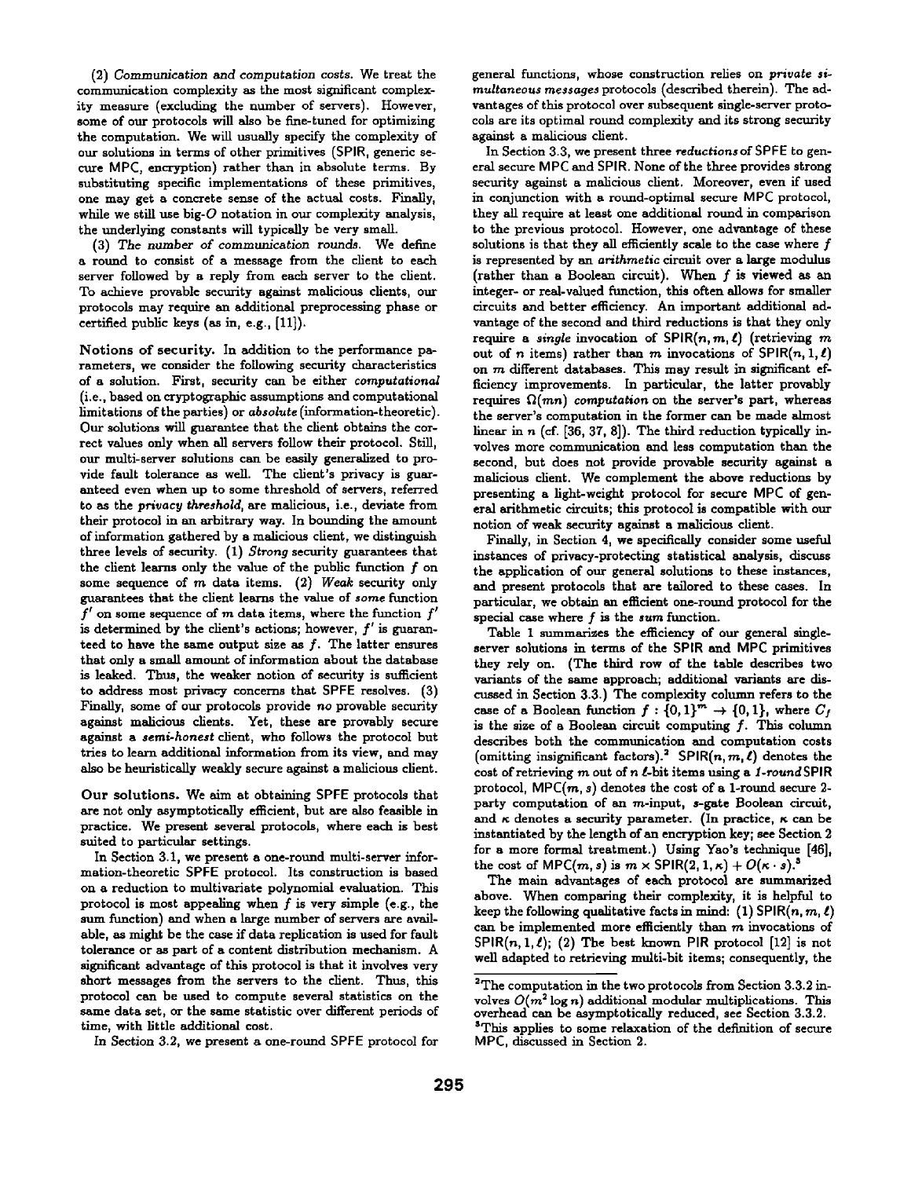(2) *Communication and computation costs.* We treat the communication complexity as the most significant complexity measure (excluding the number of servers). However, some of our protocols will also be fine-tuned for optimizing the computation. We will usually specify the complexity of our solutions in terms of other primitives (SPIR, generic secure MPC, encryption) rather than in absolute terms. By substituting specific implementations of these primitives, one may get a concrete sense of the actual costs. Finally, while we still use big-$O$ notation in our complexity analysis, the underlying constants will typically be very small.

(3) *The number of communication rounds.* We define a round to consist of a message from the client to each server followed by a reply from each server to the client. To achieve provable security against malicious clients, our protocols may require an additional preprocessing phase or certified public keys (as in, e.g., [11]).

**Notions of security.** In addition to the performance parameters, we consider the following security characteristics of a solution. First, security can be either *computational* (i.e., based on cryptographic assumptions and computational limitations of the parties) or *absolute* (information-theoretic). Our solutions will guarantee that the client obtains the correct values only when all servers follow their protocol. Still, our multi-server solutions can be easily generalized to provide fault tolerance as well. The client's privacy is guaranteed even when up to some threshold of servers, referred to as the *privacy threshold*, are malicious, i.e., deviate from their protocol in an arbitrary way. In bounding the amount of information gathered by a malicious client, we distinguish three levels of security. (1) *Strong* security guarantees that the client learns only the value of the public function $f$ on some sequence of $m$ data items. (2) *Weak* security only guarantees that the client learns the value of *some* function $f'$ on some sequence of $m$ data items, where the function $f'$ is determined by the client's actions; however, $f'$ is guaranteed to have the same output size as $f$. The latter ensures that only a small amount of information about the database is leaked. Thus, the weaker notion of security is sufficient to address most privacy concerns that SPFE resolves. (3) Finally, some of our protocols provide *no* provable security against malicious clients. Yet, these are provably secure against a *semi-honest* client, who follows the protocol but tries to learn additional information from its view, and may also be heuristically weakly secure against a malicious client.

**Our solutions.** We aim at obtaining SPFE protocols that are not only asymptotically efficient, but are also feasible in practice. We present several protocols, where each is best suited to particular settings.

In Section 3.1, we present a one-round multi-server information-theoretic SPFE protocol. Its construction is based on a reduction to multivariate polynomial evaluation. This protocol is most appealing when $f$ is very simple (e.g., the sum function) and when a large number of servers are available, as might be the case if data replication is used for fault tolerance or as part of a content distribution mechanism. A significant advantage of this protocol is that it involves very short messages from the servers to the client. Thus, this protocol can be used to compute several statistics on the same data set, or the same statistic over different periods of time, with little additional cost.

In Section 3.2, we present a one-round SPFE protocol for general functions, whose construction relies on *private simultaneous messages* protocols (described therein). The advantages of this protocol over subsequent single-server protocols are its optimal round complexity and its strong security against a malicious client.

In Section 3.3, we present three *reductions* of SPFE to general secure MPC and SPIR. None of the three provides strong security against a malicious client. Moreover, even if used in conjunction with a round-optimal secure MPC protocol, they all require at least one additional round in comparison to the previous protocol. However, one advantage of these solutions is that they all efficiently scale to the case where $f$ is represented by an *arithmetic* circuit over a large modulus (rather than a Boolean circuit). When $f$ is viewed as an integer- or real-valued function, this often allows for smaller circuits and better efficiency. An important additional advantage of the second and third reductions is that they only require a *single* invocation of $\mathsf{SPIR}(n, m, \ell)$ (retrieving $m$ out of $n$ items) rather than $m$ invocations of $\mathsf{SPIR}(n, 1, \ell)$ on $m$ different databases. This may result in significant efficiency improvements. In particular, the latter provably requires $\Omega(mn)$ *computation* on the server's part, whereas the server's computation in the former can be made almost linear in $n$ (cf. [36, 37, 8]). The third reduction typically involves more communication and less computation than the second, but does not provide provable security against a malicious client. We complement the above reductions by presenting a light-weight protocol for secure MPC of general arithmetic circuits; this protocol is compatible with our notion of weak security against a malicious client.

Finally, in Section 4, we specifically consider some useful instances of privacy-protecting statistical analysis, discuss the application of our general solutions to these instances, and present protocols that are tailored to these cases. In particular, we obtain an efficient one-round protocol for the special case where $f$ is the *sum* function.

Table 1 summarizes the efficiency of our general single-server solutions in terms of the SPIR and MPC primitives they rely on. (The third row of the table describes two variants of the same approach; additional variants are discussed in Section 3.3.) The complexity column refers to the case of a Boolean function $f : \{0,1\}^m \to \{0,1\}$, where $C_f$ is the size of a Boolean circuit computing $f$. This column describes both the communication and computation costs (omitting insignificant factors).[2] $\mathsf{SPIR}(n, m, \ell)$ denotes the cost of retrieving $m$ out of $n$ $\ell$-bit items using a *1-round* SPIR protocol, $\mathsf{MPC}(m, s)$ denotes the cost of a 1-round secure 2-party computation of an $m$-input, $s$-gate Boolean circuit, and $\kappa$ denotes a security parameter. (In practice, $\kappa$ can be instantiated by the length of an encryption key; see Section 2 for a more formal treatment.) Using Yao's technique [46], the cost of $\mathsf{MPC}(m, s)$ is $m \times \mathsf{SPIR}(2, 1, \kappa) + O(\kappa \cdot s)$.[3]

The main advantages of each protocol are summarized above. When comparing their complexity, it is helpful to keep the following qualitative facts in mind: (1) $\mathsf{SPIR}(n, m, \ell)$ can be implemented more efficiently than $m$ invocations of $\mathsf{SPIR}(n, 1, \ell)$; (2) The best known PIR protocol [12] is not well adapted to retrieving multi-bit items; consequently, the

[2]The computation in the two protocols from Section 3.3.2 involves $O(m^2 \log n)$ additional modular multiplications. This overhead can be asymptotically reduced, see Section 3.3.2.

[3]This applies to some relaxation of the definition of secure MPC, discussed in Section 2.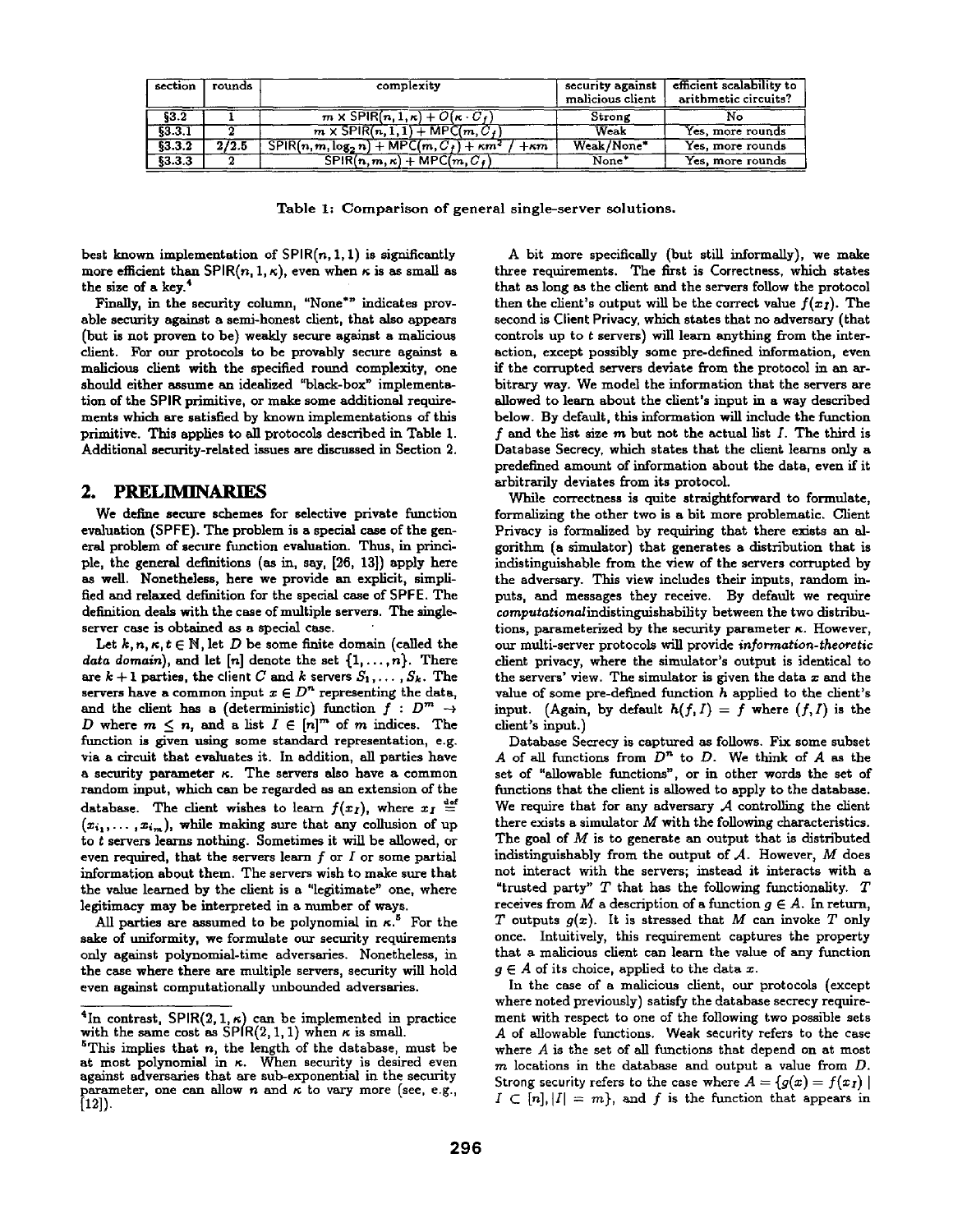| section | rounds | complexity | security against malicious client | efficient scalability to arithmetic circuits? |
|---|---|---|---|---|
| §3.2 | 1 | $m \times \mathsf{SPIR}(n,1,\kappa) + O(\kappa \cdot C_f)$ | Strong | No |
| §3.3.1 | 2 | $m \times \mathsf{SPIR}(n,1,1) + \mathsf{MPC}(m, C_f)$ | Weak | Yes, more rounds |
| §3.3.2 | 2/2.5 | $\mathsf{SPIR}(n,m,\log_2 n) + \mathsf{MPC}(m,C_f) + \kappa m^2 \;/ + \kappa m$ | Weak/None* | Yes, more rounds |
| §3.3.3 | 2 | $\mathsf{SPIR}(n,m,\kappa) + \mathsf{MPC}(m, C_f)$ | None* | Yes, more rounds |

Table 1: Comparison of general single-server solutions.

best known implementation of $\mathsf{SPIR}(n,1,1)$ is significantly more efficient than $\mathsf{SPIR}(n,1,\kappa)$, even when $\kappa$ is as small as the size of a key.[4]

Finally, in the security column, "None*" indicates provable security against a semi-honest client, that also appears (but is not proven to be) weakly secure against a malicious client. For our protocols to be provably secure against a malicious client with the specified round complexity, one should either assume an idealized "black-box" implementation of the SPIR primitive, or make some additional requirements which are satisfied by known implementations of this primitive. This applies to all protocols described in Table 1. Additional security-related issues are discussed in Section 2.

## 2. PRELIMINARIES

We define secure schemes for selective private function evaluation (SPFE). The problem is a special case of the general problem of secure function evaluation. Thus, in principle, the general definitions (as in, say, [26, 13]) apply here as well. Nonetheless, here we provide an explicit, simplified and relaxed definition for the special case of SPFE. The definition deals with the case of multiple servers. The single-server case is obtained as a special case.

Let $k, n, \kappa, t \in \mathbb{N}$, let $D$ be some finite domain (called the *data domain*), and let $[n]$ denote the set $\{1, \ldots, n\}$. There are $k+1$ parties, the client $C$ and $k$ servers $S_1, \ldots, S_k$. The servers have a common input $x \in D^n$ representing the data, and the client has a (deterministic) function $f : D^m \to D$ where $m \leq n$, and a list $I \in [n]^m$ of $m$ indices. The function is given using some standard representation, e.g. via a circuit that evaluates it. In addition, all parties have a security parameter $\kappa$. The servers also have a common random input, which can be regarded as an extension of the database. The client wishes to learn $f(x_I)$, where $x_I \stackrel{\text{def}}{=} (x_{i_1}, \ldots, x_{i_m})$, while making sure that any collusion of up to $t$ servers learns nothing. Sometimes it will be allowed, or even required, that the servers learn $f$ or $I$ or some partial information about them. The servers wish to make sure that the value learned by the client is a "legitimate" one, where legitimacy may be interpreted in a number of ways.

All parties are assumed to be polynomial in $\kappa$.[5] For the sake of uniformity, we formulate our security requirements only against polynomial-time adversaries. Nonetheless, in the case where there are multiple servers, security will hold even against computationally unbounded adversaries.

[4] In contrast, $\mathsf{SPIR}(2,1,\kappa)$ can be implemented in practice with the same cost as $\mathsf{SPIR}(2,1,1)$ when $\kappa$ is small.

[5] This implies that $n$, the length of the database, must be at most polynomial in $\kappa$. When security is desired even against adversaries that are sub-exponential in the security parameter, one can allow $n$ and $\kappa$ to vary more (see, e.g., [12]).

A bit more specifically (but still informally), we make three requirements. The first is Correctness, which states that as long as the client and the servers follow the protocol then the client's output will be the correct value $f(x_I)$. The second is Client Privacy, which states that no adversary (that controls up to $t$ servers) will learn anything from the interaction, except possibly some pre-defined information, even if the corrupted servers deviate from the protocol in an arbitrary way. We model the information that the servers are allowed to learn about the client's input in a way described below. By default, this information will include the function $f$ and the list size $m$ but not the actual list $I$. The third is Database Secrecy, which states that the client learns only a predefined amount of information about the data, even if it arbitrarily deviates from its protocol.

While correctness is quite straightforward to formulate, formalizing the other two is a bit more problematic. Client Privacy is formalized by requiring that there exists an algorithm (a simulator) that generates a distribution that is indistinguishable from the view of the servers corrupted by the adversary. This view includes their inputs, random inputs, and messages they receive. By default we require *computational* indistinguishability between the two distributions, parameterized by the security parameter $\kappa$. However, our multi-server protocols will provide *information-theoretic* client privacy, where the simulator's output is identical to the servers' view. The simulator is given the data $x$ and the value of some pre-defined function $h$ applied to the client's input. (Again, by default $h(f, I) = f$ where $(f, I)$ is the client's input.)

Database Secrecy is captured as follows. Fix some subset $A$ of all functions from $D^n$ to $D$. We think of $A$ as the set of "allowable functions", or in other words the set of functions that the client is allowed to apply to the database. We require that for any adversary $\mathcal{A}$ controlling the client there exists a simulator $M$ with the following characteristics. The goal of $M$ is to generate an output that is distributed indistinguishably from the output of $\mathcal{A}$. However, $M$ does not interact with the servers; instead it interacts with a "trusted party" $T$ that has the following functionality. $T$ receives from $M$ a description of a function $g \in A$. In return, $T$ outputs $g(x)$. It is stressed that $M$ can invoke $T$ only once. Intuitively, this requirement captures the property that a malicious client can learn the value of any function $g \in A$ of its choice, applied to the data $x$.

In the case of a malicious client, our protocols (except where noted previously) satisfy the database secrecy requirement with respect to one of the following two possible sets $A$ of allowable functions. Weak security refers to the case where $A$ is the set of all functions that depend on at most $m$ locations in the database and output a value from $D$. Strong security refers to the case where $A = \{g(x) = f(x_I) \mid I \subset [n], |I| = m\}$, and $f$ is the function that appears in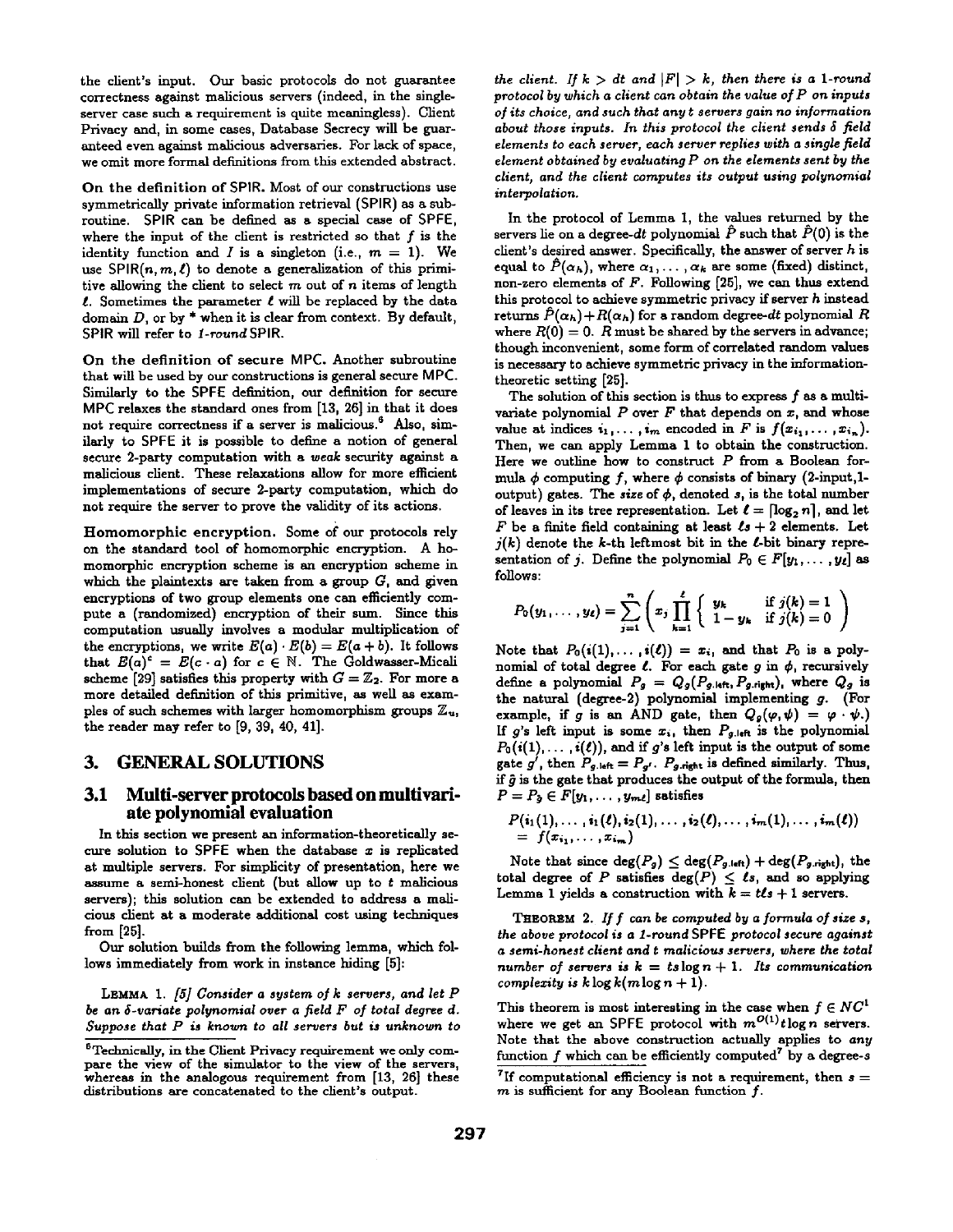the client's input. Our basic protocols do not guarantee correctness against malicious servers (indeed, in the single-server case such a requirement is quite meaningless). Client Privacy and, in some cases, Database Secrecy will be guaranteed even against malicious adversaries. For lack of space, we omit more formal definitions from this extended abstract.

**On the definition of SPIR.** Most of our constructions use symmetrically private information retrieval (SPIR) as a subroutine. SPIR can be defined as a special case of SPFE, where the input of the client is restricted so that $f$ is the identity function and $I$ is a singleton (i.e., $m = 1$). We use SPIR$(n, m, \ell)$ to denote a generalization of this primitive allowing the client to select $m$ out of $n$ items of length $\ell$. Sometimes the parameter $\ell$ will be replaced by the data domain $D$, or by * when it is clear from context. By default, SPIR will refer to *1-round* SPIR.

**On the definition of secure MPC.** Another subroutine that will be used by our constructions is general secure MPC. Similarly to the SPFE definition, our definition for secure MPC relaxes the standard ones from [13, 26] in that it does not require correctness if a server is malicious.[6] Also, similarly to SPFE it is possible to define a notion of general secure 2-party computation with a *weak* security against a malicious client. These relaxations allow for more efficient implementations of secure 2-party computation, which do not require the server to prove the validity of its actions.

**Homomorphic encryption.** Some of our protocols rely on the standard tool of homomorphic encryption. A homomorphic encryption scheme is an encryption scheme in which the plaintexts are taken from a group $G$, and given encryptions of two group elements one can efficiently compute a (randomized) encryption of their sum. Since this computation usually involves a modular multiplication of the encryptions, we write $E(a) \cdot E(b) = E(a + b)$. It follows that $E(a)^c = E(c \cdot a)$ for $c \in \mathbb{N}$. The Goldwasser-Micali scheme [29] satisfies this property with $G = \mathbb{Z}_2$. For more a more detailed definition of this primitive, as well as examples of such schemes with larger homomorphism groups $\mathbb{Z}_u$, the reader may refer to [9, 39, 40, 41].

## 3. GENERAL SOLUTIONS

### 3.1 Multi-server protocols based on multivariate polynomial evaluation

In this section we present an information-theoretically secure solution to SPFE when the database $x$ is replicated at multiple servers. For simplicity of presentation, here we assume a semi-honest client (but allow up to $t$ malicious servers); this solution can be extended to address a malicious client at a moderate additional cost using techniques from [25].

Our solution builds from the following lemma, which follows immediately from work in instance hiding [5]:

LEMMA 1. *[5] Consider a system of $k$ servers, and let $P$ be an $\delta$-variate polynomial over a field $F$ of total degree $d$. Suppose that $P$ is known to all servers but is unknown to the client. If $k > dt$ and $|F| > k$, then there is a 1-round protocol by which a client can obtain the value of $P$ on inputs of its choice, and such that any $t$ servers gain no information about those inputs. In this protocol the client sends $\delta$ field elements to each server, each server replies with a single field element obtained by evaluating $P$ on the elements sent by the client, and the client computes its output using polynomial interpolation.*

In the protocol of Lemma 1, the values returned by the servers lie on a degree-$dt$ polynomial $\hat{P}$ such that $\hat{P}(0)$ is the client's desired answer. Specifically, the answer of server $h$ is equal to $\hat{P}(\alpha_h)$, where $\alpha_1, \ldots, \alpha_k$ are some (fixed) distinct, non-zero elements of $F$. Following [25], we can thus extend this protocol to achieve symmetric privacy if server $h$ instead returns $\hat{P}(\alpha_h) + R(\alpha_h)$ for a random degree-$dt$ polynomial $R$ where $R(0) = 0$. $R$ must be shared by the servers in advance; though inconvenient, some form of correlated random values is necessary to achieve symmetric privacy in the information-theoretic setting [25].

The solution of this section is thus to express $f$ as a multivariate polynomial $P$ over $F$ that depends on $x$, and whose value at indices $i_1, \ldots, i_m$ encoded in $F$ is $f(x_{i_1}, \ldots, x_{i_m})$. Then, we can apply Lemma 1 to obtain the construction. Here we outline how to construct $P$ from a Boolean formula $\phi$ computing $f$, where $\phi$ consists of binary (2-input,1-output) gates. The *size* of $\phi$, denoted $s$, is the total number of leaves in its tree representation. Let $\ell = \lceil \log_2 n \rceil$, and let $F$ be a finite field containing at least $\ell s + 2$ elements. Let $j(k)$ denote the $k$-th leftmost bit in the $\ell$-bit binary representation of $j$. Define the polynomial $P_0 \in F[y_1, \ldots, y_\ell]$ as follows:

$$P_0(y_1, \ldots, y_\ell) = \sum_{j=1}^{n} \left( x_j \prod_{k=1}^{\ell} \begin{cases} y_k & \text{if } j(k) = 1 \\ 1 - y_k & \text{if } j(k) = 0 \end{cases} \right)$$

Note that $P_0(i(1), \ldots, i(\ell)) = x_i$, and that $P_0$ is a polynomial of total degree $\ell$. For each gate $g$ in $\phi$, recursively define a polynomial $P_g = Q_g(P_{g.\text{left}}, P_{g.\text{right}})$, where $Q_g$ is the natural (degree-2) polynomial implementing $g$. (For example, if $g$ is an AND gate, then $Q_g(\varphi, \psi) = \varphi \cdot \psi$.) If $g$'s left input is some $x_i$, then $P_{g.\text{left}}$ is the polynomial $P_0(i(1), \ldots, i(\ell))$, and if $g$'s left input is the output of some gate $g'$, then $P_{g.\text{left}} = P_{g'}$. $P_{g.\text{right}}$ is defined similarly. Thus, if $\hat{g}$ is the gate that produces the output of the formula, then $P = P_{\hat{g}} \in F[y_1, \ldots, y_{m\ell}]$ satisfies

$$P(i_1(1), \ldots, i_1(\ell), i_2(1), \ldots, i_2(\ell), \ldots, i_m(1), \ldots, i_m(\ell)) = f(x_{i_1}, \ldots, x_{i_m})$$

Note that since $\deg(P_g) \leq \deg(P_{g.\text{left}}) + \deg(P_{g.\text{right}})$, the total degree of $P$ satisfies $\deg(P) \leq \ell s$, and so applying Lemma 1 yields a construction with $k = t\ell s + 1$ servers.

THEOREM 2. *If $f$ can be computed by a formula of size $s$, the above protocol is a 1-round SPFE protocol secure against a semi-honest client and $t$ malicious servers, where the total number of servers is $k = ts \log n + 1$. Its communication complexity is $k \log k(m \log n + 1)$.*

This theorem is most interesting in the case when $f \in NC^1$ where we get an SPFE protocol with $m^{O(1)} t \log n$ servers. Note that the above construction actually applies to *any* function $f$ which can be efficiently computed[7] by a degree-$s$

[6] Technically, in the Client Privacy requirement we only compare the view of the simulator to the view of the servers, whereas in the analogous requirement from [13, 26] these distributions are concatenated to the client's output.

[7] If computational efficiency is not a requirement, then $s = m$ is sufficient for any Boolean function $f$.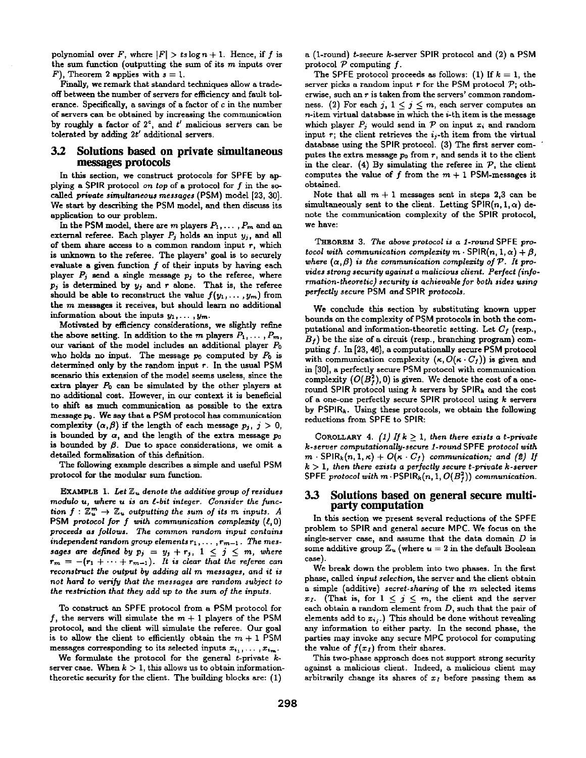polynomial over $F$, where $|F| > ts \log n + 1$. Hence, if $f$ is the sum function (outputting the sum of its $m$ inputs over $F$), Theorem 2 applies with $s = 1$.

Finally, we remark that standard techniques allow a tradeoff between the number of servers for efficiency and fault tolerance. Specifically, a savings of a factor of $c$ in the number of servers can be obtained by increasing the communication by roughly a factor of $2^c$, and $t'$ malicious servers can be tolerated by adding $2t'$ additional servers.

## 3.2 Solutions based on private simultaneous messages protocols

In this section, we construct protocols for SPFE by applying a SPIR protocol *on top* of a protocol for $f$ in the so-called *private simultaneous messages* (PSM) model [23, 30]. We start by describing the PSM model, and then discuss its application to our problem.

In the PSM model, there are $m$ players $P_1, \ldots, P_m$ and an external referee. Each player $P_j$ holds an input $y_j$, and all of them share access to a common random input $r$, which is unknown to the referee. The players' goal is to securely evaluate a given function $f$ of their inputs by having each player $P_j$ send a single message $p_j$ to the referee, where $p_j$ is determined by $y_j$ and $r$ alone. That is, the referee should be able to reconstruct the value $f(y_1, \ldots, y_m)$ from the $m$ messages it receives, but should learn no additional information about the inputs $y_1, \ldots, y_m$.

Motivated by efficiency considerations, we slightly refine the above setting. In addition to the $m$ players $P_1, \ldots, P_m$, our variant of the model includes an additional player $P_0$ who holds no input. The message $p_0$ computed by $P_0$ is determined only by the random input $r$. In the usual PSM scenario this extension of the model seems useless, since the extra player $P_0$ can be simulated by the other players at no additional cost. However, in our context it is beneficial to shift as much communication as possible to the extra message $p_0$. We say that a PSM protocol has communication complexity $(\alpha, \beta)$ if the length of each message $p_j$, $j > 0$, is bounded by $\alpha$, and the length of the extra message $p_0$ is bounded by $\beta$. Due to space considerations, we omit a detailed formalization of this definition.

The following example describes a simple and useful PSM protocol for the modular sum function.

EXAMPLE 1. *Let $\mathbb{Z}_u$ denote the additive group of residues modulo $u$, where $u$ is an $\ell$-bit integer. Consider the function $f : \mathbb{Z}_u^m \to \mathbb{Z}_u$ outputting the sum of its $m$ inputs. A PSM protocol for $f$ with communication complexity $(\ell, 0)$ proceeds as follows. The common random input contains independent random group elements $r_1, \ldots, r_{m-1}$. The messages are defined by $p_j = y_j + r_j$, $1 \le j \le m$, where $r_m = -(r_1 + \cdots + r_{m-1})$. It is clear that the referee can reconstruct the output by adding all $m$ messages, and it is not hard to verify that the messages are random subject to the restriction that they add up to the sum of the inputs.*

To construct an SPFE protocol from a PSM protocol for $f$, the servers will simulate the $m + 1$ players of the PSM protocol, and the client will simulate the referee. Our goal is to allow the client to efficiently obtain the $m + 1$ PSM messages corresponding to its selected inputs $x_{i_1}, \ldots, x_{i_m}$.

We formulate the protocol for the general $t$-private $k$-server case. When $k > 1$, this allows us to obtain information-theoretic security for the client. The building blocks are: (1) a (1-round) $t$-secure $k$-server SPIR protocol and (2) a PSM protocol $\mathcal{P}$ computing $f$.

The SPFE protocol proceeds as follows: (1) If $k = 1$, the server picks a random input $r$ for the PSM protocol $\mathcal{P}$; otherwise, such an $r$ is taken from the servers' common randomness. (2) For each $j$, $1 \le j \le m$, each server computes an $n$-item virtual database in which the $i$-th item is the message which player $P_j$ would send in $\mathcal{P}$ on input $x_i$ and random input $r$; the client retrieves the $i_j$-th item from the virtual database using the SPIR protocol. (3) The first server computes the extra message $p_0$ from $r$, and sends it to the client in the clear. (4) By simulating the referee in $\mathcal{P}$, the client computes the value of $f$ from the $m + 1$ PSM-messages it obtained.

Note that all $m + 1$ messages sent in steps 2,3 can be simultaneously sent to the client. Letting $\mathsf{SPIR}(n, 1, \alpha)$ denote the communication complexity of the SPIR protocol, we have:

THEOREM 3. *The above protocol is a 1-round SPFE protocol with communication complexity $m \cdot \mathsf{SPIR}(n, 1, \alpha) + \beta$, where $(\alpha, \beta)$ is the communication complexity of $\mathcal{P}$. It provides strong security against a malicious client. Perfect (information-theoretic) security is achievable for both sides using perfectly secure PSM and SPIR protocols.*

We conclude this section by substituting known upper bounds on the complexity of PSM protocols in both the computational and information-theoretic setting. Let $C_f$ (resp., $B_f$) be the size of a circuit (resp., branching program) computing $f$. In [23, 46], a computationally secure PSM protocol with communication complexity $(\kappa, O(\kappa \cdot C_f))$ is given and in [30], a perfectly secure PSM protocol with communication complexity $(O(B_f^2), 0)$ is given. We denote the cost of a one-round SPIR protocol using $k$ servers by $\mathsf{SPIR}_k$ and the cost of a one-one perfectly secure SPIR protocol using $k$ servers by $\mathsf{PSPIR}_k$. Using these protocols, we obtain the following reductions from SPFE to SPIR:

COROLLARY 4. *(1) If $k \ge 1$, then there exists a $t$-private $k$-server computationally-secure 1-round SPFE protocol with $m \cdot \mathsf{SPIR}_k(n, 1, \kappa) + O(\kappa \cdot C_f)$ communication; and (2) If $k > 1$, then there exists a perfectly secure $t$-private $k$-server SPFE protocol with $m \cdot \mathsf{PSPIR}_k(n, 1, O(B_f^2))$ communication.*

## 3.3 Solutions based on general secure multiparty computation

In this section we present several reductions of the SPFE problem to SPIR and general secure MPC. We focus on the single-server case, and assume that the data domain $D$ is some additive group $\mathbb{Z}_u$ (where $u = 2$ in the default Boolean case).

We break down the problem into two phases. In the first phase, called *input selection*, the server and the client obtain a simple (additive) *secret-sharing* of the $m$ selected items $x_I$. (That is, for $1 \le j \le m$, the client and the server each obtain a random element from $D$, such that the pair of elements add to $x_{i_j}$.) This should be done without revealing any information to either party. In the second phase, the parties may invoke any secure MPC protocol for computing the value of $f(x_I)$ from their shares.

This two-phase approach does not support strong security against a malicious client. Indeed, a malicious client may arbitrarily change its shares of $x_I$ before passing them as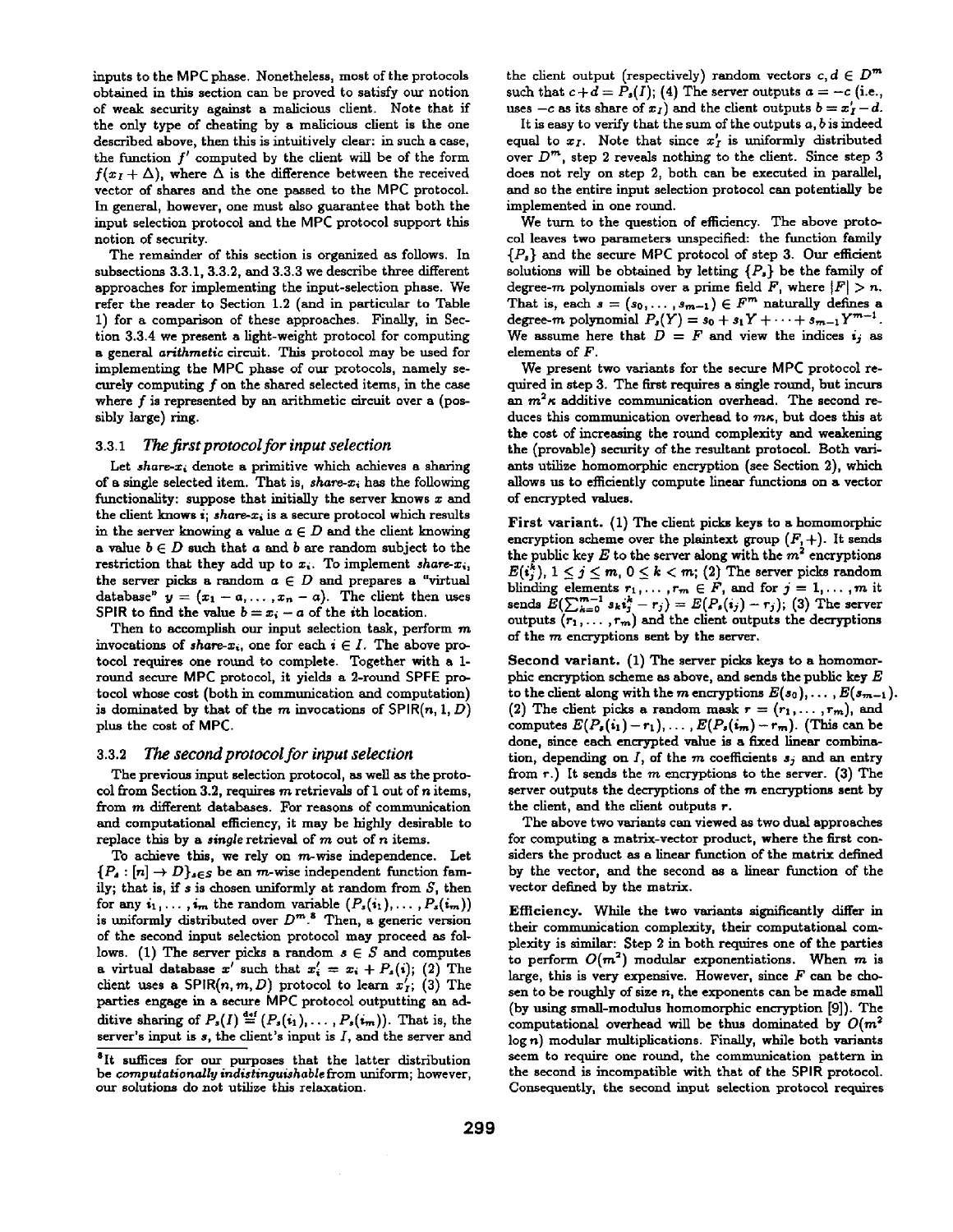inputs to the MPC phase. Nonetheless, most of the protocols obtained in this section can be proved to satisfy our notion of weak security against a malicious client. Note that if the only type of cheating by a malicious client is the one described above, then this is intuitively clear: in such a case, the function $f'$ computed by the client will be of the form $f(x_I + \Delta)$, where $\Delta$ is the difference between the received vector of shares and the one passed to the MPC protocol. In general, however, one must also guarantee that both the input selection protocol and the MPC protocol support this notion of security.

The remainder of this section is organized as follows. In subsections 3.3.1, 3.3.2, and 3.3.3 we describe three different approaches for implementing the input-selection phase. We refer the reader to Section 1.2 (and in particular to Table 1) for a comparison of these approaches. Finally, in Section 3.3.4 we present a light-weight protocol for computing a general *arithmetic* circuit. This protocol may be used for implementing the MPC phase of our protocols, namely securely computing $f$ on the shared selected items, in the case where $f$ is represented by an arithmetic circuit over a (possibly large) ring.

### 3.3.1 *The first protocol for input selection*

Let *share*-$x_i$ denote a primitive which achieves a sharing of a single selected item. That is, *share*-$x_i$ has the following functionality: suppose that initially the server knows $x$ and the client knows $i$; *share*-$x_i$ is a secure protocol which results in the server knowing a value $a \in D$ and the client knowing a value $b \in D$ such that $a$ and $b$ are random subject to the restriction that they add up to $x_i$. To implement *share*-$x_i$, the server picks a random $a \in D$ and prepares a "virtual database" $y = (x_1 - a, \ldots, x_n - a)$. The client then uses SPIR to find the value $b = x_i - a$ of the $i$th location.

Then to accomplish our input selection task, perform $m$ invocations of *share*-$x_i$, one for each $i \in I$. The above protocol requires one round to complete. Together with a 1-round secure MPC protocol, it yields a 2-round SPFE protocol whose cost (both in communication and computation) is dominated by that of the $m$ invocations of SPIR$(n, 1, D)$ plus the cost of MPC.

### 3.3.2 *The second protocol for input selection*

The previous input selection protocol, as well as the protocol from Section 3.2, requires $m$ retrievals of 1 out of $n$ items, from $m$ different databases. For reasons of communication and computational efficiency, it may be highly desirable to replace this by a *single* retrieval of $m$ out of $n$ items.

To achieve this, we rely on $m$-wise independence. Let $\{P_s : [n] \to D\}_{s \in S}$ be an $m$-wise independent function family; that is, if $s$ is chosen uniformly at random from $S$, then for any $i_1, \ldots, i_m$ the random variable $(P_s(i_1), \ldots, P_s(i_m))$ is uniformly distributed over $D^m$.[8] Then, a generic version of the second input selection protocol may proceed as follows. (1) The server picks a random $s \in S$ and computes a virtual database $x'$ such that $x'_i = x_i + P_s(i)$; (2) The client uses a SPIR$(n, m, D)$ protocol to learn $x'_I$; (3) The parties engage in a secure MPC protocol outputting an additive sharing of $P_s(I) \stackrel{\text{def}}{=} (P_s(i_1), \ldots, P_s(i_m))$. That is, the server's input is $s$, the client's input is $I$, and the server and the client output (respectively) random vectors $c, d \in D^m$ such that $c + d = P_s(I)$; (4) The server outputs $a = -c$ (i.e., uses $-c$ as its share of $x_I$) and the client outputs $b = x'_I - d$.

It is easy to verify that the sum of the outputs $a, b$ is indeed equal to $x_I$. Note that since $x'_I$ is uniformly distributed over $D^m$, step 2 reveals nothing to the client. Since step 3 does not rely on step 2, both can be executed in parallel, and so the entire input selection protocol can potentially be implemented in one round.

We turn to the question of efficiency. The above protocol leaves two parameters unspecified: the function family $\{P_s\}$ and the secure MPC protocol of step 3. Our efficient solutions will be obtained by letting $\{P_s\}$ be the family of degree-$m$ polynomials over a prime field $F$, where $|F| > n$. That is, each $s = (s_0, \ldots, s_{m-1}) \in F^m$ naturally defines a degree-$m$ polynomial $P_s(Y) = s_0 + s_1 Y + \cdots + s_{m-1} Y^{m-1}$. We assume here that $D = F$ and view the indices $i_j$ as elements of $F$.

We present two variants for the secure MPC protocol required in step 3. The first requires a single round, but incurs an $m^2\kappa$ additive communication overhead. The second reduces this communication overhead to $m\kappa$, but does this at the cost of increasing the round complexity and weakening the (provable) security of the resultant protocol. Both variants utilize homomorphic encryption (see Section 2), which allows us to efficiently compute linear functions on a vector of encrypted values.

**First variant.** (1) The client picks keys to a homomorphic encryption scheme over the plaintext group $(F, +)$. It sends the public key $E$ to the server along with the $m^2$ encryptions $E(i_j^k)$, $1 \le j \le m$, $0 \le k < m$; (2) The server picks random blinding elements $r_1, \ldots, r_m \in F$, and for $j = 1, \ldots, m$ it sends $E(\sum_{k=0}^{m-1} s_k i_j^k - r_j) = E(P_s(i_j) - r_j)$; (3) The server outputs $(r_1, \ldots, r_m)$ and the client outputs the decryptions of the $m$ encryptions sent by the server.

**Second variant.** (1) The server picks keys to a homomorphic encryption scheme as above, and sends the public key $E$ to the client along with the $m$ encryptions $E(s_0), \ldots, E(s_{m-1})$. (2) The client picks a random mask $r = (r_1, \ldots, r_m)$, and computes $E(P_s(i_1) - r_1), \ldots, E(P_s(i_m) - r_m)$. (This can be done, since each encrypted value is a fixed linear combination, depending on $I$, of the $m$ coefficients $s_j$ and an entry from $r$.) It sends the $m$ encryptions to the server. (3) The server outputs the decryptions of the $m$ encryptions sent by the client, and the client outputs $r$.

The above two variants can viewed as two dual approaches for computing a matrix-vector product, where the first considers the product as a linear function of the matrix defined by the vector, and the second as a linear function of the vector defined by the matrix.

**Efficiency.** While the two variants significantly differ in their communication complexity, their computational complexity is similar: Step 2 in both requires one of the parties to perform $O(m^2)$ modular exponentiations. When $m$ is large, this is very expensive. However, since $F$ can be chosen to be roughly of size $n$, the exponents can be made small (by using small-modulus homomorphic encryption [9]). The computational overhead will be thus dominated by $O(m^2 \log n)$ modular multiplications. Finally, while both variants seem to require one round, the communication pattern in the second is incompatible with that of the SPIR protocol. Consequently, the second input selection protocol requires

[8] It suffices for our purposes that the latter distribution be *computationally indistinguishable* from uniform; however, our solutions do not utilize this relaxation.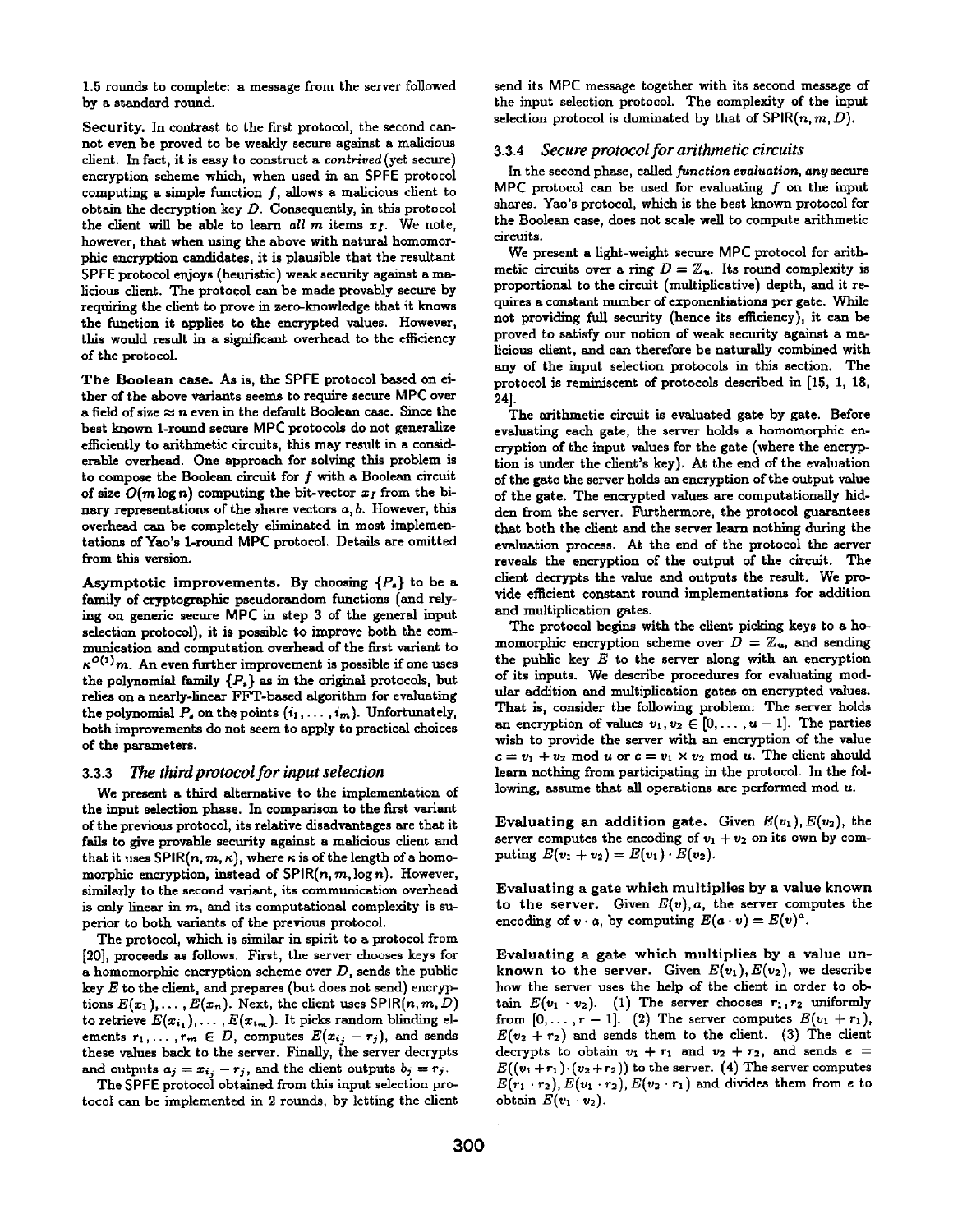1.5 rounds to complete: a message from the server followed by a standard round.

**Security.** In contrast to the first protocol, the second cannot even be proved to be weakly secure against a malicious client. In fact, it is easy to construct a *contrived* (yet secure) encryption scheme which, when used in an SPFE protocol computing a simple function $f$, allows a malicious client to obtain the decryption key $D$. Consequently, in this protocol the client will be able to learn *all* $m$ items $x_I$. We note, however, that when using the above with natural homomorphic encryption candidates, it is plausible that the resultant SPFE protocol enjoys (heuristic) weak security against a malicious client. The protocol can be made provably secure by requiring the client to prove in zero-knowledge that it knows the function it applies to the encrypted values. However, this would result in a significant overhead to the efficiency of the protocol.

**The Boolean case.** As is, the SPFE protocol based on either of the above variants seems to require secure MPC over a field of size $\approx n$ even in the default Boolean case. Since the best known 1-round secure MPC protocols do not generalize efficiently to arithmetic circuits, this may result in a considerable overhead. One approach for solving this problem is to compose the Boolean circuit for $f$ with a Boolean circuit of size $O(m \log n)$ computing the bit-vector $x_I$ from the binary representations of the share vectors $a, b$. However, this overhead can be completely eliminated in most implementations of Yao's 1-round MPC protocol. Details are omitted from this version.

**Asymptotic improvements.** By choosing $\{P_s\}$ to be a family of cryptographic pseudorandom functions (and relying on generic secure MPC in step 3 of the general input selection protocol), it is possible to improve both the communication and computation overhead of the first variant to $\kappa^{O(1)} m$. An even further improvement is possible if one uses the polynomial family $\{P_s\}$ as in the original protocols, but relies on a nearly-linear FFT-based algorithm for evaluating the polynomial $P_s$ on the points $(i_1, \ldots, i_m)$. Unfortunately, both improvements do not seem to apply to practical choices of the parameters.

### 3.3.3 *The third protocol for input selection*

We present a third alternative to the implementation of the input selection phase. In comparison to the first variant of the previous protocol, its relative disadvantages are that it fails to give provable security against a malicious client and that it uses $\mathsf{SPIR}(n, m, \kappa)$, where $\kappa$ is of the length of a homomorphic encryption, instead of $\mathsf{SPIR}(n, m, \log n)$. However, similarly to the second variant, its communication overhead is only linear in $m$, and its computational complexity is superior to both variants of the previous protocol.

The protocol, which is similar in spirit to a protocol from [20], proceeds as follows. First, the server chooses keys for a homomorphic encryption scheme over $D$, sends the public key $E$ to the client, and prepares (but does not send) encryptions $E(x_1), \ldots, E(x_n)$. Next, the client uses $\mathsf{SPIR}(n, m, D)$ to retrieve $E(x_{i_1}), \ldots, E(x_{i_m})$. It picks random blinding elements $r_1, \ldots, r_m \in D$, computes $E(x_{i_j} - r_j)$, and sends these values back to the server. Finally, the server decrypts and outputs $a_j = x_{i_j} - r_j$, and the client outputs $b_j = r_j$.

The SPFE protocol obtained from this input selection protocol can be implemented in 2 rounds, by letting the client send its MPC message together with its second message of the input selection protocol. The complexity of the input selection protocol is dominated by that of $\mathsf{SPIR}(n, m, D)$.

### 3.3.4 *Secure protocol for arithmetic circuits*

In the second phase, called *function evaluation*, *any* secure MPC protocol can be used for evaluating $f$ on the input shares. Yao's protocol, which is the best known protocol for the Boolean case, does not scale well to compute arithmetic circuits.

We present a light-weight secure MPC protocol for arithmetic circuits over a ring $D = \mathbb{Z}_u$. Its round complexity is proportional to the circuit (multiplicative) depth, and it requires a constant number of exponentiations per gate. While not providing full security (hence its efficiency), it can be proved to satisfy our notion of weak security against a malicious client, and can therefore be naturally combined with any of the input selection protocols in this section. The protocol is reminiscent of protocols described in [15, 1, 18, 24].

The arithmetic circuit is evaluated gate by gate. Before evaluating each gate, the server holds a homomorphic encryption of the input values for the gate (where the encryption is under the client's key). At the end of the evaluation of the gate the server holds an encryption of the output value of the gate. The encrypted values are computationally hidden from the server. Furthermore, the protocol guarantees that both the client and the server learn nothing during the evaluation process. At the end of the protocol the server reveals the encryption of the output of the circuit. The client decrypts the value and outputs the result. We provide efficient constant round implementations for addition and multiplication gates.

The protocol begins with the client picking keys to a homomorphic encryption scheme over $D = \mathbb{Z}_u$, and sending the public key $E$ to the server along with an encryption of its inputs. We describe procedures for evaluating modular addition and multiplication gates on encrypted values. That is, consider the following problem: The server holds an encryption of values $v_1, v_2 \in [0, \ldots, u-1]$. The parties wish to provide the server with an encryption of the value $c = v_1 + v_2 \bmod u$ or $c = v_1 \times v_2 \bmod u$. The client should learn nothing from participating in the protocol. In the following, assume that all operations are performed mod $u$.

**Evaluating an addition gate.** Given $E(v_1), E(v_2)$, the server computes the encoding of $v_1 + v_2$ on its own by computing $E(v_1 + v_2) = E(v_1) \cdot E(v_2)$.

**Evaluating a gate which multiplies by a value known to the server.** Given $E(v), a$, the server computes the encoding of $v \cdot a$, by computing $E(a \cdot v) = E(v)^a$.

**Evaluating a gate which multiplies by a value unknown to the server.** Given $E(v_1), E(v_2)$, we describe how the server uses the help of the client in order to obtain $E(v_1 \cdot v_2)$. (1) The server chooses $r_1, r_2$ uniformly from $[0, \ldots, r-1]$. (2) The server computes $E(v_1 + r_1)$, $E(v_2 + r_2)$ and sends them to the client. (3) The client decrypts to obtain $v_1 + r_1$ and $v_2 + r_2$, and sends $e = E((v_1 + r_1) \cdot (v_2 + r_2))$ to the server. (4) The server computes $E(r_1 \cdot r_2), E(v_1 \cdot r_2), E(v_2 \cdot r_1)$ and divides them from $e$ to obtain $E(v_1 \cdot v_2)$.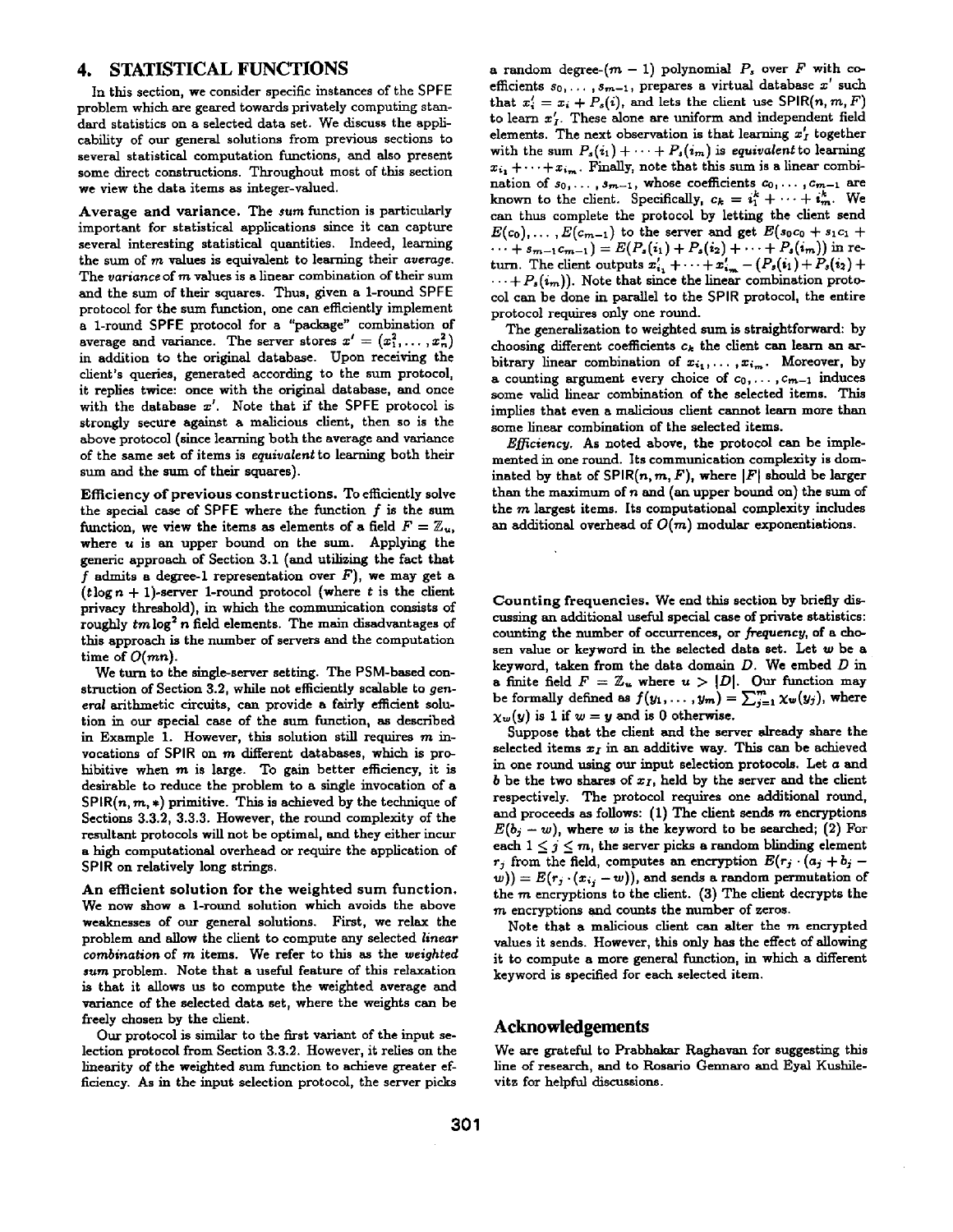## 4. STATISTICAL FUNCTIONS

In this section, we consider specific instances of the SPFE problem which are geared towards privately computing standard statistics on a selected data set. We discuss the applicability of our general solutions from previous sections to several statistical computation functions, and also present some direct constructions. Throughout most of this section we view the data items as integer-valued.

**Average and variance.** The *sum* function is particularly important for statistical applications since it can capture several interesting statistical quantities. Indeed, learning the sum of $m$ values is equivalent to learning their *average*. The *variance* of $m$ values is a linear combination of their sum and the sum of their squares. Thus, given a 1-round SPFE protocol for the sum function, one can efficiently implement a 1-round SPFE protocol for a "package" combination of average and variance. The server stores $x' = (x_1^2, \ldots, x_n^2)$ in addition to the original database. Upon receiving the client's queries, generated according to the sum protocol, it replies twice: once with the original database, and once with the database $x'$. Note that if the SPFE protocol is strongly secure against a malicious client, then so is the above protocol (since learning both the average and variance of the same set of items is *equivalent* to learning both their sum and the sum of their squares).

**Efficiency of previous constructions.** To efficiently solve the special case of SPFE where the function $f$ is the sum function, we view the items as elements of a field $F = \mathbb{Z}_u$, where $u$ is an upper bound on the sum. Applying the generic approach of Section 3.1 (and utilizing the fact that $f$ admits a degree-1 representation over $F$), we may get a $(t \log n + 1)$-server 1-round protocol (where $t$ is the client privacy threshold), in which the communication consists of roughly $tm \log^2 n$ field elements. The main disadvantages of this approach is the number of servers and the computation time of $O(mn)$.

We turn to the single-server setting. The PSM-based construction of Section 3.2, while not efficiently scalable to *general* arithmetic circuits, can provide a fairly efficient solution in our special case of the sum function, as described in Example 1. However, this solution still requires $m$ invocations of SPIR on $m$ different databases, which is prohibitive when $m$ is large. To gain better efficiency, it is desirable to reduce the problem to a single invocation of a $\mathsf{SPIR}(n, m, *)$ primitive. This is achieved by the technique of Sections 3.3.2, 3.3.3. However, the round complexity of the resultant protocols will not be optimal, and they either incur a high computational overhead or require the application of SPIR on relatively long strings.

**An efficient solution for the weighted sum function.** We now show a 1-round solution which avoids the above weaknesses of our general solutions. First, we relax the problem and allow the client to compute any selected *linear combination* of $m$ items. We refer to this as the *weighted sum* problem. Note that a useful feature of this relaxation is that it allows us to compute the weighted average and variance of the selected data set, where the weights can be freely chosen by the client.

Our protocol is similar to the first variant of the input selection protocol from Section 3.3.2. However, it relies on the linearity of the weighted sum function to achieve greater efficiency. As in the input selection protocol, the server picks a random degree-$(m-1)$ polynomial $P_s$ over $F$ with coefficients $s_0, \ldots, s_{m-1}$, prepares a virtual database $x'$ such that $x'_i = x_i + P_s(i)$, and lets the client use $\mathsf{SPIR}(n, m, F)$ to learn $x'_I$. These alone are uniform and independent field elements. The next observation is that learning $x'_I$ together with the sum $P_s(i_1) + \cdots + P_s(i_m)$ is *equivalent* to learning $x_{i_1} + \cdots + x_{i_m}$. Finally, note that this sum is a linear combination of $s_0, \ldots, s_{m-1}$, whose coefficients $c_0, \ldots, c_{m-1}$ are known to the client. Specifically, $c_k = i_1^k + \cdots + i_m^k$. We can thus complete the protocol by letting the client send $E(c_0), \ldots, E(c_{m-1})$ to the server and get $E(s_0c_0 + s_1c_1 + \cdots + s_{m-1}c_{m-1}) = E(P_s(i_1) + P_s(i_2) + \cdots + P_s(i_m))$ in return. The client outputs $x'_{i_1} + \cdots + x'_{i_m} - (P_s(i_1) + P_s(i_2) + \cdots + P_s(i_m))$. Note that since the linear combination protocol can be done in parallel to the SPIR protocol, the entire protocol requires only one round.

The generalization to weighted sum is straightforward: by choosing different coefficients $c_k$ the client can learn an arbitrary linear combination of $x_{i_1}, \ldots, x_{i_m}$. Moreover, by a counting argument every choice of $c_0, \ldots, c_{m-1}$ induces some valid linear combination of the selected items. This implies that even a malicious client cannot learn more than some linear combination of the selected items.

*Efficiency.* As noted above, the protocol can be implemented in one round. Its communication complexity is dominated by that of $\mathsf{SPIR}(n, m, F)$, where $|F|$ should be larger than the maximum of $n$ and (an upper bound on) the sum of the $m$ largest items. Its computational complexity includes an additional overhead of $O(m)$ modular exponentiations.

**Counting frequencies.** We end this section by briefly discussing an additional useful special case of private statistics: counting the number of occurrences, or *frequency*, of a chosen value or keyword in the selected data set. Let $w$ be a keyword, taken from the data domain $D$. We embed $D$ in a finite field $F = \mathbb{Z}_u$ where $u > |D|$. Our function may be formally defined as $f(y_1, \ldots, y_m) = \sum_{j=1}^{m} \chi_w(y_j)$, where $\chi_w(y)$ is 1 if $w = y$ and is 0 otherwise.

Suppose that the client and the server already share the selected items $x_I$ in an additive way. This can be achieved in one round using our input selection protocols. Let $a$ and $b$ be the two shares of $x_I$, held by the server and the client respectively. The protocol requires one additional round, and proceeds as follows: (1) The client sends $m$ encryptions $E(b_j - w)$, where $w$ is the keyword to be searched; (2) For each $1 \le j \le m$, the server picks a random blinding element $r_j$ from the field, computes an encryption $E(r_j \cdot (a_j + b_j - w)) = E(r_j \cdot (x_{i_j} - w))$, and sends a random permutation of the $m$ encryptions to the client. (3) The client decrypts the $m$ encryptions and counts the number of zeros.

Note that a malicious client can alter the $m$ encrypted values it sends. However, this only has the effect of allowing it to compute a more general function, in which a different keyword is specified for each selected item.

## Acknowledgements

We are grateful to Prabhakar Raghavan for suggesting this line of research, and to Rosario Gennaro and Eyal Kushilevitz for helpful discussions.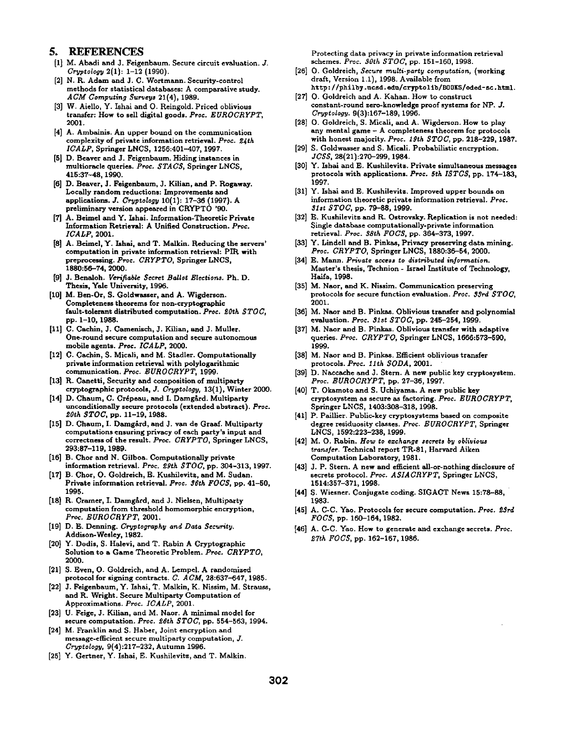## 5. REFERENCES

[1] M. Abadi and J. Feigenbaum. Secure circuit evaluation. *J. Cryptology* 2(1): 1–12 (1990).

[2] N. R. Adam and J. C. Wortmann. Security-control methods for statistical databases: A comparative study. *ACM Computing Surveys* 21(4), 1989.

[3] W. Aiello, Y. Ishai and O. Reingold. Priced oblivious transfer: How to sell digital goods. *Proc. EUROCRYPT*, 2001.

[4] A. Ambainis. An upper bound on the communication complexity of private information retrieval. *Proc. 24th ICALP*, Springer LNCS, 1256:401–407, 1997.

[5] D. Beaver and J. Feigenbaum. Hiding instances in multioracle queries. *Proc. STACS*, Springer LNCS, 415:37–48, 1990.

[6] D. Beaver, J. Feigenbaum, J. Kilian, and P. Rogaway. Locally random reductions: Improvements and applications. *J. Cryptology* 10(1): 17–36 (1997). A preliminary version appeared in CRYPTO '90.

[7] A. Beimel and Y. Ishai. Information-Theoretic Private Information Retrieval: A Unified Construction. *Proc. ICALP*, 2001.

[8] A. Beimel, Y. Ishai, and T. Malkin. Reducing the servers' computation in private information retrieval: PIR with preprocessing. *Proc. CRYPTO*, Springer LNCS, 1880:56–74, 2000.

[9] J. Benaloh. *Verifiable Secret Ballot Elections.* Ph. D. Thesis, Yale University, 1996.

[10] M. Ben-Or, S. Goldwasser, and A. Wigderson. Completeness theorems for non-cryptographic fault-tolerant distributed computation. *Proc. 20th STOC*, pp. 1–10, 1988.

[11] C. Cachin, J. Camenisch, J. Kilian, and J. Muller. One-round secure computation and secure autonomous mobile agents. *Proc. ICALP*, 2000.

[12] C. Cachin, S. Micali, and M. Stadler. Computationally private information retrieval with polylogarithmic communication. *Proc. EUROCRYPT*, 1999.

[13] R. Canetti, Security and composition of multiparty cryptographic protocols, *J. Cryptology*, 13(1), Winter 2000.

[14] D. Chaum, C. Crépeau, and I. Damgård. Multiparty unconditionally secure protocols (extended abstract). *Proc. 20th STOC*, pp. 11–19, 1988.

[15] D. Chaum, I. Damgård, and J. van de Graaf. Multiparty computations ensuring privacy of each party's input and correctness of the result. *Proc. CRYPTO*, Springer LNCS, 293:87–119, 1989.

[16] B. Chor and N. Gilboa. Computationally private information retrieval. *Proc. 29th STOC*, pp. 304–313, 1997.

[17] B. Chor, O. Goldreich, E. Kushilevitz, and M. Sudan. Private information retrieval. *Proc. 36th FOCS*, pp. 41–50, 1995.

[18] R. Cramer, I. Damgård, and J. Nielsen, Multiparty computation from threshold homomorphic encryption, *Proc. EUROCRYPT*, 2001.

[19] D. E. Denning. *Cryptography and Data Security*. Addison-Wesley, 1982.

[20] Y. Dodis, S. Halevi, and T. Rabin A Cryptographic Solution to a Game Theoretic Problem. *Proc. CRYPTO*, 2000.

[21] S. Even, O. Goldreich, and A. Lempel. A randomized protocol for signing contracts. *C. ACM*, 28:637–647, 1985.

[22] J. Feigenbaum, Y. Ishai, T. Malkin, K. Nissim, M. Strauss, and R. Wright. Secure Multiparty Computation of Approximations. *Proc. ICALP*, 2001.

[23] U. Feige, J. Kilian, and M. Naor. A minimal model for secure computation. *Proc. 26th STOC*, pp. 554–563, 1994.

[24] M. Franklin and S. Haber, Joint encryption and message-efficient secure multiparty computation, *J. Cryptology*, 9(4):217–232, Autumn 1996.

[25] Y. Gertner, Y. Ishai, E. Kushilevitz, and T. Malkin. Protecting data privacy in private information retrieval schemes. *Proc. 30th STOC*, pp. 151–160, 1998.

[26] O. Goldreich, *Secure multi-party computation*, (working draft, Version 1.1), 1998. Available from http://philby.ucsd.edu/cryptolib/BOOKS/oded-sc.html.

[27] O. Goldreich and A. Kahan. How to construct constant-round zero-knowledge proof systems for NP. *J. Cryptology*. 9(3):167–189, 1996.

[28] O. Goldreich, S. Micali, and A. Wigderson. How to play any mental game – A completeness theorem for protocols with honest majority. *Proc. 19th STOC*, pp. 218–229, 1987.

[29] S. Goldwasser and S. Micali. Probabilistic encryption. *JCSS*, 28(21):270–299, 1984.

[30] Y. Ishai and E. Kushilevitz. Private simultaneous messages protocols with applications. *Proc. 5th ISTCS*, pp. 174–183, 1997.

[31] Y. Ishai and E. Kushilevitz. Improved upper bounds on information theoretic private information retrieval. *Proc. 31st STOC*, pp. 79–88, 1999.

[32] E. Kushilevitz and R. Ostrovsky. Replication is not needed: Single database computationally-private information retrieval. *Proc. 38th FOCS*, pp. 364–373, 1997.

[33] Y. Lindell and B. Pinkas, Privacy preserving data mining. *Proc. CRYPTO*, Springer LNCS, 1880:36–54, 2000.

[34] E. Mann. *Private access to distributed information.* Master's thesis, Technion - Israel Institute of Technology, Haifa, 1998.

[35] M. Naor, and K. Nissim. Communication preserving protocols for secure function evaluation. *Proc. 33rd STOC*, 2001.

[36] M. Naor and B. Pinkas. Oblivious transfer and polynomial evaluation. *Proc. 31st STOC*, pp. 245–254, 1999.

[37] M. Naor and B. Pinkas. Oblivious transfer with adaptive queries. *Proc. CRYPTO*, Springer LNCS, 1666:573–590, 1999.

[38] M. Naor and B. Pinkas. Efficient oblivious transfer protocols. *Proc. 11th SODA*, 2001.

[39] D. Naccache and J. Stern. A new public key cryptosystem. *Proc. EUROCRYPT*, pp. 27–36, 1997.

[40] T. Okamoto and S. Uchiyama. A new public key cryptosystem as secure as factoring. *Proc. EUROCRYPT*, Springer LNCS, 1403:308–318, 1998.

[41] P. Paillier. Public-key cryptosystems based on composite degree residuosity classes. *Proc. EUROCRYPT*, Springer LNCS, 1592:223–238, 1999.

[42] M. O. Rabin. *How to exchange secrets by oblivious transfer.* Technical report TR-81, Harvard Aiken Computation Laboratory, 1981.

[43] J. P. Stern. A new and efficient all-or-nothing disclosure of secrets protocol. *Proc. ASIACRYPT*, Springer LNCS, 1514:357–371, 1998.

[44] S. Wiesner. Conjugate coding. SIGACT News 15:78–88, 1983.

[45] A. C-C. Yao. Protocols for secure computation. *Proc. 23rd FOCS*, pp. 160–164, 1982.

[46] A. C-C. Yao. How to generate and exchange secrets. *Proc. 27th FOCS*, pp. 162–167, 1986.